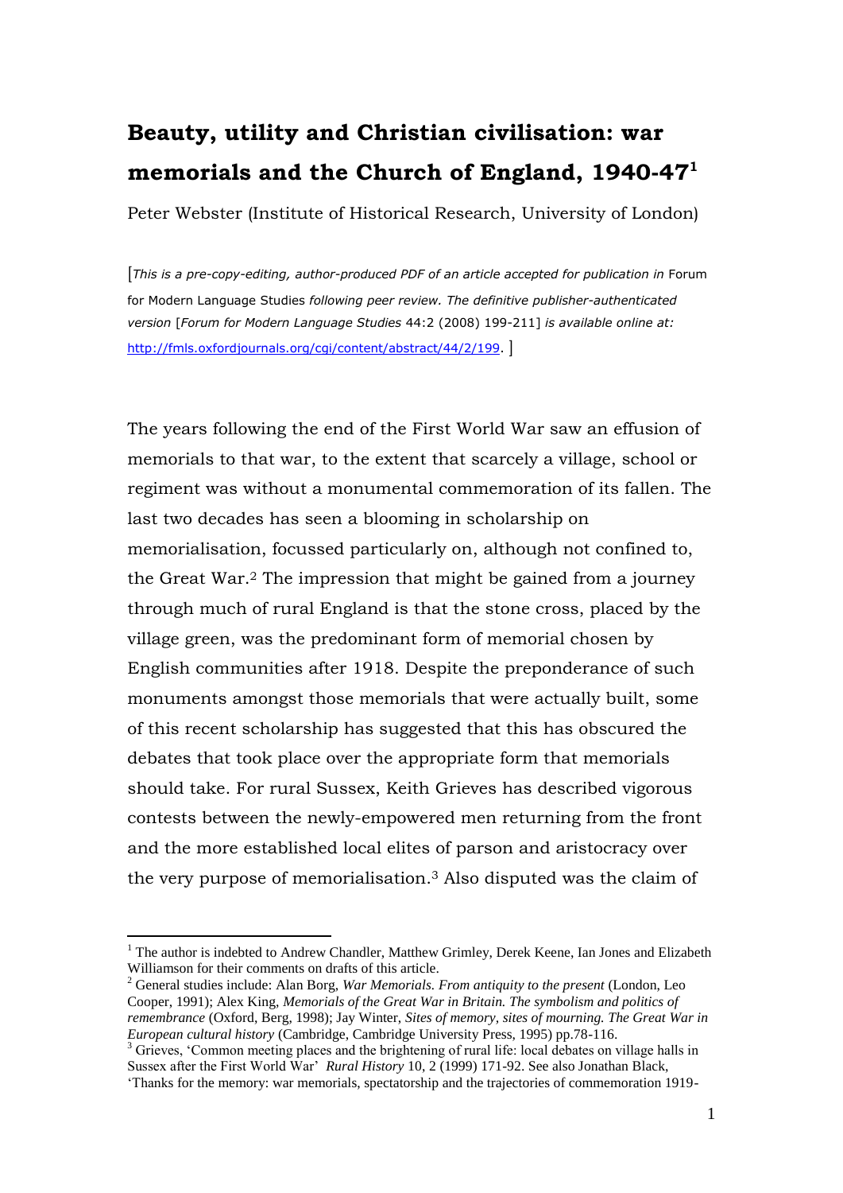# Beauty, utility and Christian civilisation: war memorials and the Church of England, 1940-47[1]

Peter Webster (Institute of Historical Research, University of London)

[*This is a pre-copy-editing, author-produced PDF of an article accepted for publication in* Forum for Modern Language Studies *following peer review. The definitive publisher-authenticated version* [*Forum for Modern Language Studies* 44:2 (2008) 199-211] *is available online at:* http://fmls.oxfordjournals.org/cgi/content/abstract/44/2/199. ]

The years following the end of the First World War saw an effusion of memorials to that war, to the extent that scarcely a village, school or regiment was without a monumental commemoration of its fallen. The last two decades has seen a blooming in scholarship on memorialisation, focussed particularly on, although not confined to, the Great War.[2] The impression that might be gained from a journey through much of rural England is that the stone cross, placed by the village green, was the predominant form of memorial chosen by English communities after 1918. Despite the preponderance of such monuments amongst those memorials that were actually built, some of this recent scholarship has suggested that this has obscured the debates that took place over the appropriate form that memorials should take. For rural Sussex, Keith Grieves has described vigorous contests between the newly-empowered men returning from the front and the more established local elites of parson and aristocracy over the very purpose of memorialisation.[3] Also disputed was the claim of

---

[1] The author is indebted to Andrew Chandler, Matthew Grimley, Derek Keene, Ian Jones and Elizabeth Williamson for their comments on drafts of this article.

[2] General studies include: Alan Borg, *War Memorials. From antiquity to the present* (London, Leo Cooper, 1991); Alex King, *Memorials of the Great War in Britain. The symbolism and politics of remembrance* (Oxford, Berg, 1998); Jay Winter, *Sites of memory, sites of mourning. The Great War in European cultural history* (Cambridge, Cambridge University Press, 1995) pp.78-116.

[3] Grieves, 'Common meeting places and the brightening of rural life: local debates on village halls in Sussex after the First World War' *Rural History* 10, 2 (1999) 171-92. See also Jonathan Black, 'Thanks for the memory: war memorials, spectatorship and the trajectories of commemoration 1919-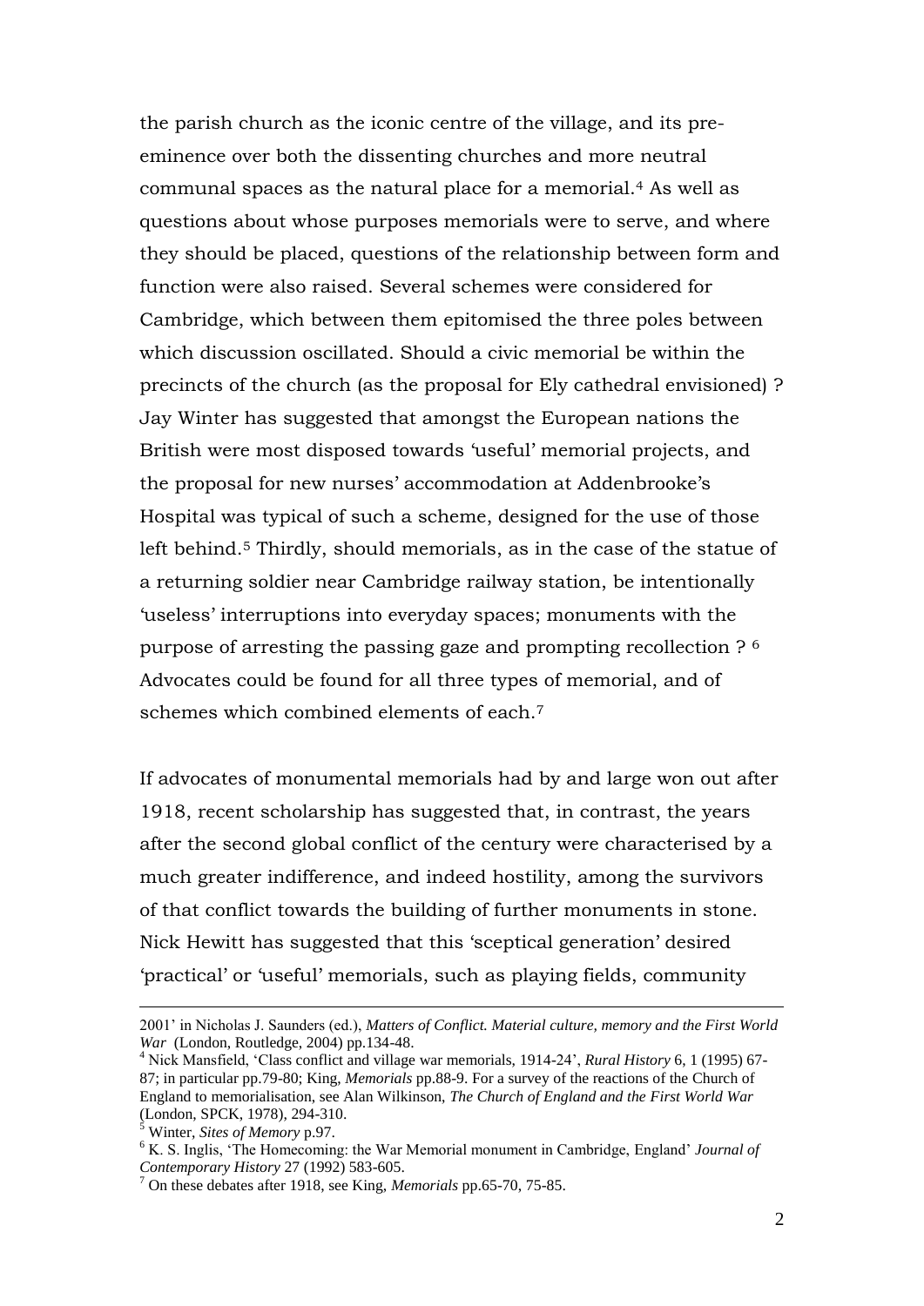the parish church as the iconic centre of the village, and its pre-eminence over both the dissenting churches and more neutral communal spaces as the natural place for a memorial.[4] As well as questions about whose purposes memorials were to serve, and where they should be placed, questions of the relationship between form and function were also raised. Several schemes were considered for Cambridge, which between them epitomised the three poles between which discussion oscillated. Should a civic memorial be within the precincts of the church (as the proposal for Ely cathedral envisioned) ? Jay Winter has suggested that amongst the European nations the British were most disposed towards 'useful' memorial projects, and the proposal for new nurses' accommodation at Addenbrooke's Hospital was typical of such a scheme, designed for the use of those left behind.[5] Thirdly, should memorials, as in the case of the statue of a returning soldier near Cambridge railway station, be intentionally 'useless' interruptions into everyday spaces; monuments with the purpose of arresting the passing gaze and prompting recollection ? [6] Advocates could be found for all three types of memorial, and of schemes which combined elements of each.[7]

If advocates of monumental memorials had by and large won out after 1918, recent scholarship has suggested that, in contrast, the years after the second global conflict of the century were characterised by a much greater indifference, and indeed hostility, among the survivors of that conflict towards the building of further monuments in stone. Nick Hewitt has suggested that this 'sceptical generation' desired 'practical' or 'useful' memorials, such as playing fields, community

---

2001' in Nicholas J. Saunders (ed.), *Matters of Conflict. Material culture, memory and the First World War* (London, Routledge, 2004) pp.134-48.

[4] Nick Mansfield, 'Class conflict and village war memorials, 1914-24', *Rural History* 6, 1 (1995) 67-87; in particular pp.79-80; King, *Memorials* pp.88-9. For a survey of the reactions of the Church of England to memorialisation, see Alan Wilkinson, *The Church of England and the First World War* (London, SPCK, 1978), 294-310.

[5] Winter, *Sites of Memory* p.97.

[6] K. S. Inglis, 'The Homecoming: the War Memorial monument in Cambridge, England' *Journal of Contemporary History* 27 (1992) 583-605.

[7] On these debates after 1918, see King, *Memorials* pp.65-70, 75-85.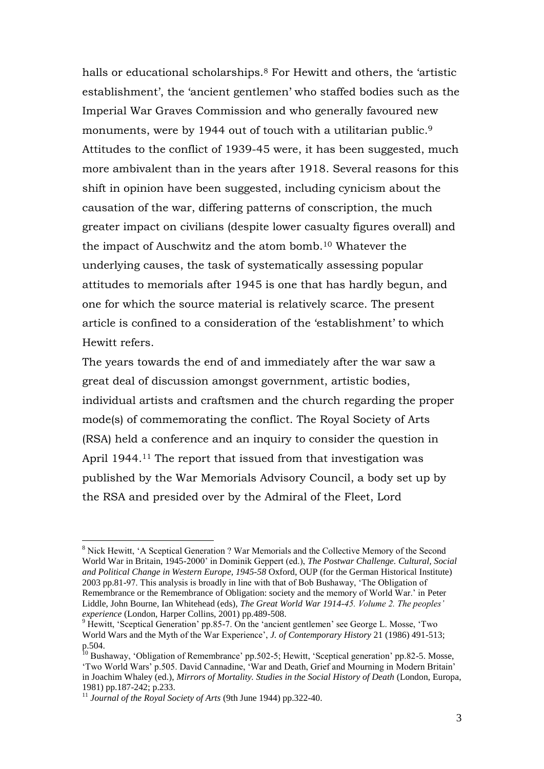halls or educational scholarships.[8] For Hewitt and others, the 'artistic establishment', the 'ancient gentlemen' who staffed bodies such as the Imperial War Graves Commission and who generally favoured new monuments, were by 1944 out of touch with a utilitarian public.[9] Attitudes to the conflict of 1939-45 were, it has been suggested, much more ambivalent than in the years after 1918. Several reasons for this shift in opinion have been suggested, including cynicism about the causation of the war, differing patterns of conscription, the much greater impact on civilians (despite lower casualty figures overall) and the impact of Auschwitz and the atom bomb.[10] Whatever the underlying causes, the task of systematically assessing popular attitudes to memorials after 1945 is one that has hardly begun, and one for which the source material is relatively scarce. The present article is confined to a consideration of the 'establishment' to which Hewitt refers.

The years towards the end of and immediately after the war saw a great deal of discussion amongst government, artistic bodies, individual artists and craftsmen and the church regarding the proper mode(s) of commemorating the conflict. The Royal Society of Arts (RSA) held a conference and an inquiry to consider the question in April 1944.[11] The report that issued from that investigation was published by the War Memorials Advisory Council, a body set up by the RSA and presided over by the Admiral of the Fleet, Lord

---

[8] Nick Hewitt, 'A Sceptical Generation ? War Memorials and the Collective Memory of the Second World War in Britain, 1945-2000' in Dominik Geppert (ed.), *The Postwar Challenge. Cultural, Social and Political Change in Western Europe, 1945-58* Oxford, OUP (for the German Historical Institute) 2003 pp.81-97. This analysis is broadly in line with that of Bob Bushaway, 'The Obligation of Remembrance or the Remembrance of Obligation: society and the memory of World War.' in Peter Liddle, John Bourne, Ian Whitehead (eds), *The Great World War 1914-45. Volume 2. The peoples' experience* (London, Harper Collins, 2001) pp.489-508.

[9] Hewitt, 'Sceptical Generation' pp.85-7. On the 'ancient gentlemen' see George L. Mosse, 'Two World Wars and the Myth of the War Experience', *J. of Contemporary History* 21 (1986) 491-513; p.504.

[10] Bushaway, 'Obligation of Remembrance' pp.502-5; Hewitt, 'Sceptical generation' pp.82-5. Mosse, 'Two World Wars' p.505. David Cannadine, 'War and Death, Grief and Mourning in Modern Britain' in Joachim Whaley (ed.), *Mirrors of Mortality. Studies in the Social History of Death* (London, Europa, 1981) pp.187-242; p.233.

[11] *Journal of the Royal Society of Arts* (9th June 1944) pp.322-40.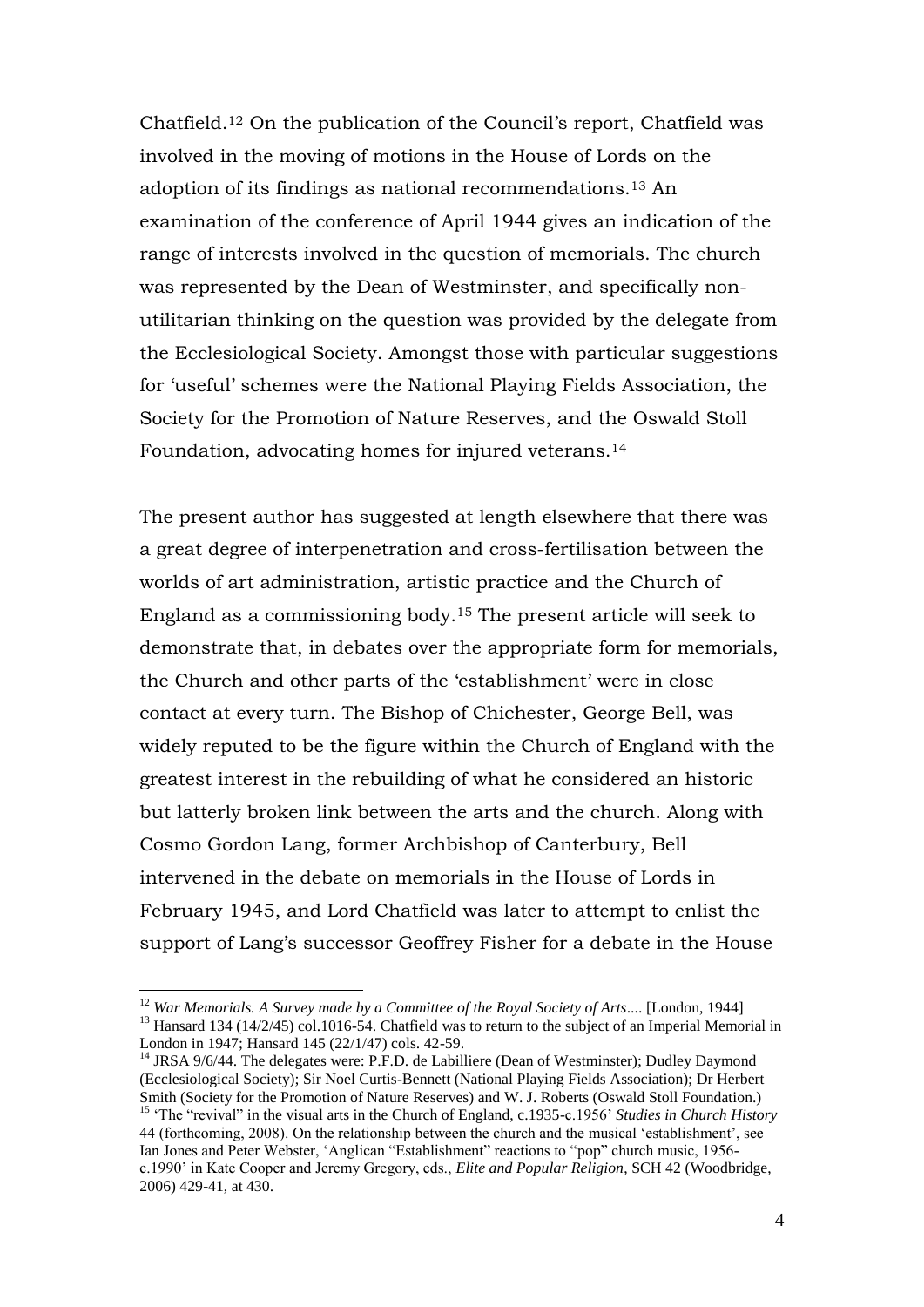Chatfield.[12] On the publication of the Council's report, Chatfield was involved in the moving of motions in the House of Lords on the adoption of its findings as national recommendations.[13] An examination of the conference of April 1944 gives an indication of the range of interests involved in the question of memorials. The church was represented by the Dean of Westminster, and specifically non-utilitarian thinking on the question was provided by the delegate from the Ecclesiological Society. Amongst those with particular suggestions for 'useful' schemes were the National Playing Fields Association, the Society for the Promotion of Nature Reserves, and the Oswald Stoll Foundation, advocating homes for injured veterans.[14]

The present author has suggested at length elsewhere that there was a great degree of interpenetration and cross-fertilisation between the worlds of art administration, artistic practice and the Church of England as a commissioning body.[15] The present article will seek to demonstrate that, in debates over the appropriate form for memorials, the Church and other parts of the 'establishment' were in close contact at every turn. The Bishop of Chichester, George Bell, was widely reputed to be the figure within the Church of England with the greatest interest in the rebuilding of what he considered an historic but latterly broken link between the arts and the church. Along with Cosmo Gordon Lang, former Archbishop of Canterbury, Bell intervened in the debate on memorials in the House of Lords in February 1945, and Lord Chatfield was later to attempt to enlist the support of Lang's successor Geoffrey Fisher for a debate in the House

---

[12] *War Memorials. A Survey made by a Committee of the Royal Society of Arts*.... [London, 1944]

[13] Hansard 134 (14/2/45) col.1016-54. Chatfield was to return to the subject of an Imperial Memorial in London in 1947; Hansard 145 (22/1/47) cols. 42-59.

[14] JRSA 9/6/44. The delegates were: P.F.D. de Labilliere (Dean of Westminster); Dudley Daymond (Ecclesiological Society); Sir Noel Curtis-Bennett (National Playing Fields Association); Dr Herbert Smith (Society for the Promotion of Nature Reserves) and W. J. Roberts (Oswald Stoll Foundation.)

[15] 'The "revival" in the visual arts in the Church of England, c.1935-c.1956' *Studies in Church History* 44 (forthcoming, 2008). On the relationship between the church and the musical 'establishment', see Ian Jones and Peter Webster, 'Anglican "Establishment" reactions to "pop" church music, 1956-c.1990' in Kate Cooper and Jeremy Gregory, eds., *Elite and Popular Religion*, SCH 42 (Woodbridge, 2006) 429-41, at 430.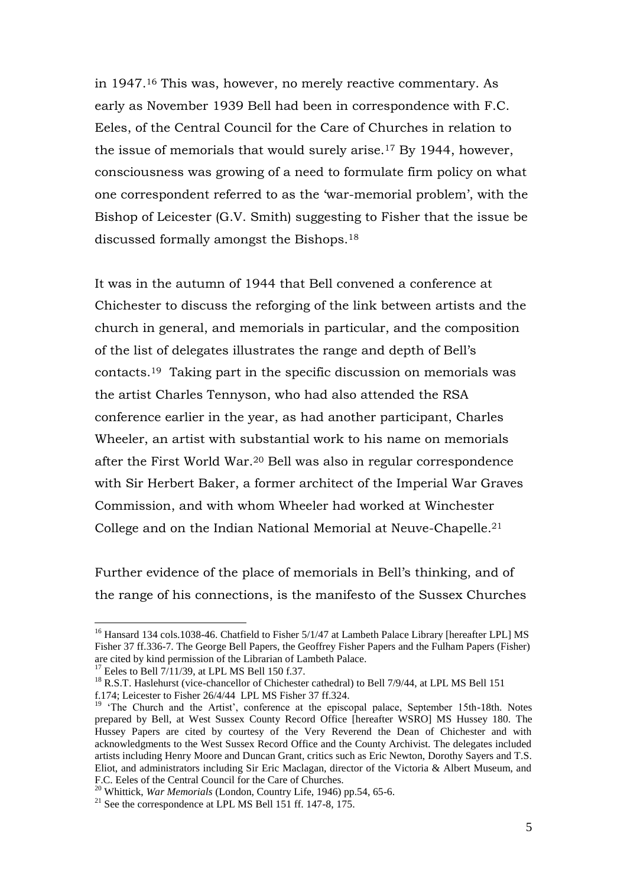in 1947.[16] This was, however, no merely reactive commentary. As early as November 1939 Bell had been in correspondence with F.C. Eeles, of the Central Council for the Care of Churches in relation to the issue of memorials that would surely arise.[17] By 1944, however, consciousness was growing of a need to formulate firm policy on what one correspondent referred to as the 'war-memorial problem', with the Bishop of Leicester (G.V. Smith) suggesting to Fisher that the issue be discussed formally amongst the Bishops.[18]

It was in the autumn of 1944 that Bell convened a conference at Chichester to discuss the reforging of the link between artists and the church in general, and memorials in particular, and the composition of the list of delegates illustrates the range and depth of Bell's contacts.[19] Taking part in the specific discussion on memorials was the artist Charles Tennyson, who had also attended the RSA conference earlier in the year, as had another participant, Charles Wheeler, an artist with substantial work to his name on memorials after the First World War.[20] Bell was also in regular correspondence with Sir Herbert Baker, a former architect of the Imperial War Graves Commission, and with whom Wheeler had worked at Winchester College and on the Indian National Memorial at Neuve-Chapelle.[21]

Further evidence of the place of memorials in Bell's thinking, and of the range of his connections, is the manifesto of the Sussex Churches

---

[16] Hansard 134 cols.1038-46. Chatfield to Fisher 5/1/47 at Lambeth Palace Library [hereafter LPL] MS Fisher 37 ff.336-7. The George Bell Papers, the Geoffrey Fisher Papers and the Fulham Papers (Fisher) are cited by kind permission of the Librarian of Lambeth Palace.

[17] Eeles to Bell 7/11/39, at LPL MS Bell 150 f.37.

[18] R.S.T. Haslehurst (vice-chancellor of Chichester cathedral) to Bell 7/9/44, at LPL MS Bell 151 f.174; Leicester to Fisher 26/4/44 LPL MS Fisher 37 ff.324.

[19] 'The Church and the Artist', conference at the episcopal palace, September 15th-18th. Notes prepared by Bell, at West Sussex County Record Office [hereafter WSRO] MS Hussey 180. The Hussey Papers are cited by courtesy of the Very Reverend the Dean of Chichester and with acknowledgments to the West Sussex Record Office and the County Archivist. The delegates included artists including Henry Moore and Duncan Grant, critics such as Eric Newton, Dorothy Sayers and T.S. Eliot, and administrators including Sir Eric Maclagan, director of the Victoria & Albert Museum, and F.C. Eeles of the Central Council for the Care of Churches.

[20] Whittick, *War Memorials* (London, Country Life, 1946) pp.54, 65-6.

[21] See the correspondence at LPL MS Bell 151 ff. 147-8, 175.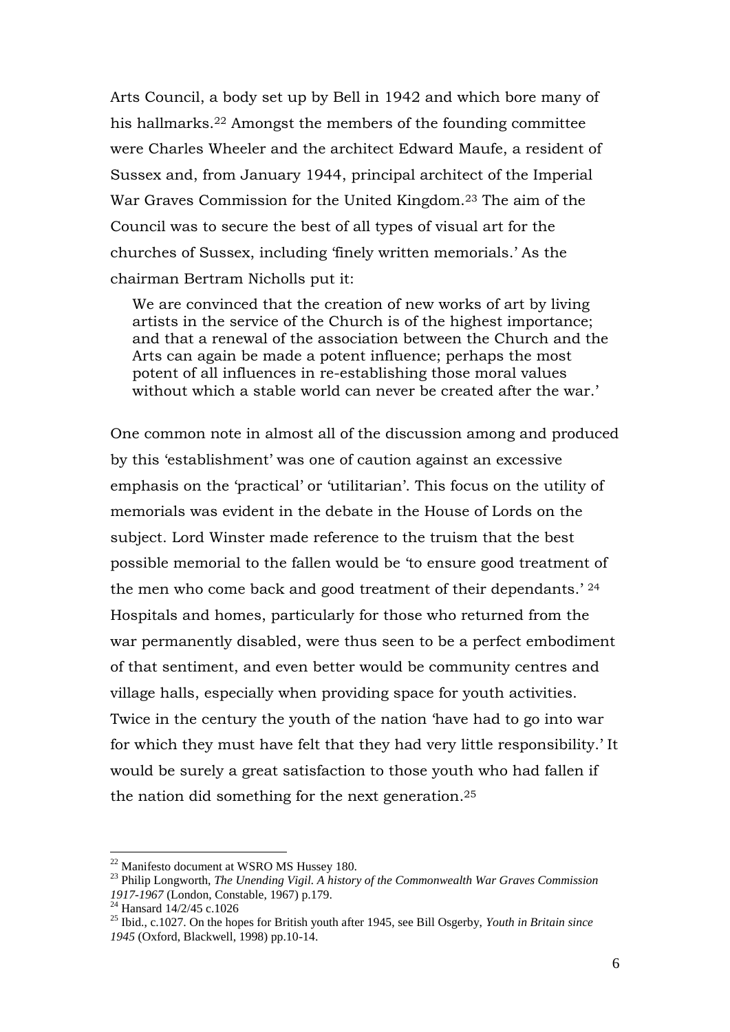Arts Council, a body set up by Bell in 1942 and which bore many of his hallmarks.[22] Amongst the members of the founding committee were Charles Wheeler and the architect Edward Maufe, a resident of Sussex and, from January 1944, principal architect of the Imperial War Graves Commission for the United Kingdom.[23] The aim of the Council was to secure the best of all types of visual art for the churches of Sussex, including 'finely written memorials.' As the chairman Bertram Nicholls put it:

> We are convinced that the creation of new works of art by living artists in the service of the Church is of the highest importance; and that a renewal of the association between the Church and the Arts can again be made a potent influence; perhaps the most potent of all influences in re-establishing those moral values without which a stable world can never be created after the war.'

One common note in almost all of the discussion among and produced by this 'establishment' was one of caution against an excessive emphasis on the 'practical' or 'utilitarian'. This focus on the utility of memorials was evident in the debate in the House of Lords on the subject. Lord Winster made reference to the truism that the best possible memorial to the fallen would be 'to ensure good treatment of the men who come back and good treatment of their dependants.' [24] Hospitals and homes, particularly for those who returned from the war permanently disabled, were thus seen to be a perfect embodiment of that sentiment, and even better would be community centres and village halls, especially when providing space for youth activities. Twice in the century the youth of the nation 'have had to go into war for which they must have felt that they had very little responsibility.' It would be surely a great satisfaction to those youth who had fallen if the nation did something for the next generation.[25]

---

[22] Manifesto document at WSRO MS Hussey 180.

[23] Philip Longworth, *The Unending Vigil. A history of the Commonwealth War Graves Commission 1917-1967* (London, Constable, 1967) p.179.

[24] Hansard 14/2/45 c.1026

[25] Ibid., c.1027. On the hopes for British youth after 1945, see Bill Osgerby, *Youth in Britain since 1945* (Oxford, Blackwell, 1998) pp.10-14.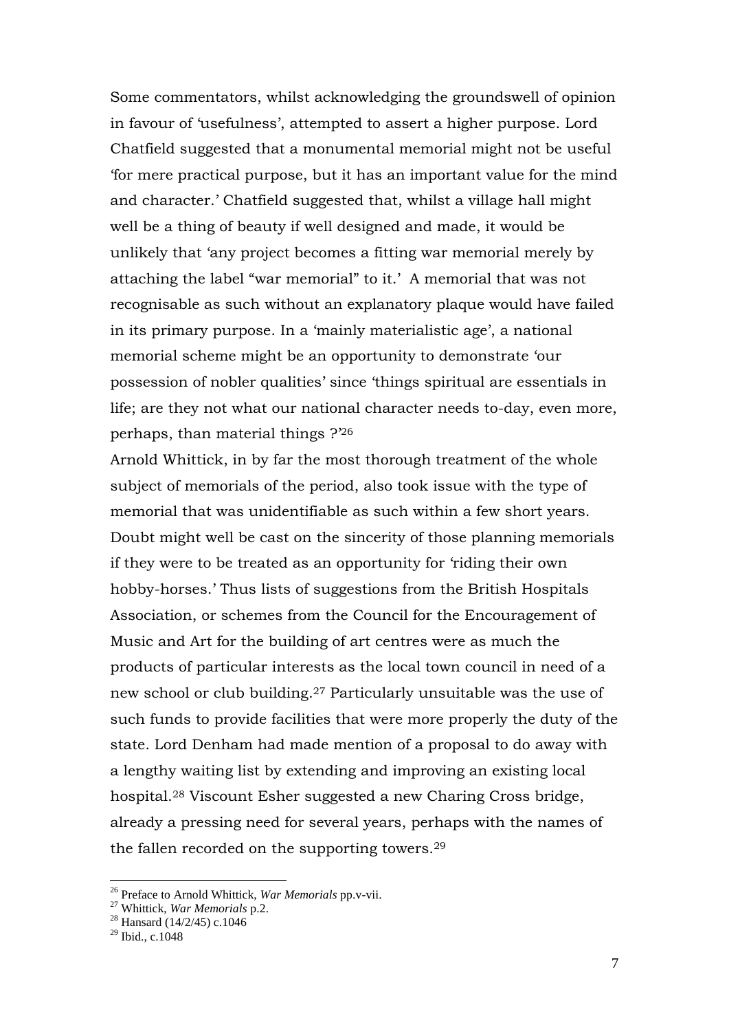Some commentators, whilst acknowledging the groundswell of opinion in favour of 'usefulness', attempted to assert a higher purpose. Lord Chatfield suggested that a monumental memorial might not be useful 'for mere practical purpose, but it has an important value for the mind and character.' Chatfield suggested that, whilst a village hall might well be a thing of beauty if well designed and made, it would be unlikely that 'any project becomes a fitting war memorial merely by attaching the label "war memorial" to it.' A memorial that was not recognisable as such without an explanatory plaque would have failed in its primary purpose. In a 'mainly materialistic age', a national memorial scheme might be an opportunity to demonstrate 'our possession of nobler qualities' since 'things spiritual are essentials in life; are they not what our national character needs to-day, even more, perhaps, than material things ?'[26]

Arnold Whittick, in by far the most thorough treatment of the whole subject of memorials of the period, also took issue with the type of memorial that was unidentifiable as such within a few short years. Doubt might well be cast on the sincerity of those planning memorials if they were to be treated as an opportunity for 'riding their own hobby-horses.' Thus lists of suggestions from the British Hospitals Association, or schemes from the Council for the Encouragement of Music and Art for the building of art centres were as much the products of particular interests as the local town council in need of a new school or club building.[27] Particularly unsuitable was the use of such funds to provide facilities that were more properly the duty of the state. Lord Denham had made mention of a proposal to do away with a lengthy waiting list by extending and improving an existing local hospital.[28] Viscount Esher suggested a new Charing Cross bridge, already a pressing need for several years, perhaps with the names of the fallen recorded on the supporting towers.[29]

---

[26] Preface to Arnold Whittick, *War Memorials* pp.v-vii.

[27] Whittick, *War Memorials* p.2.

[28] Hansard (14/2/45) c.1046

[29] Ibid., c.1048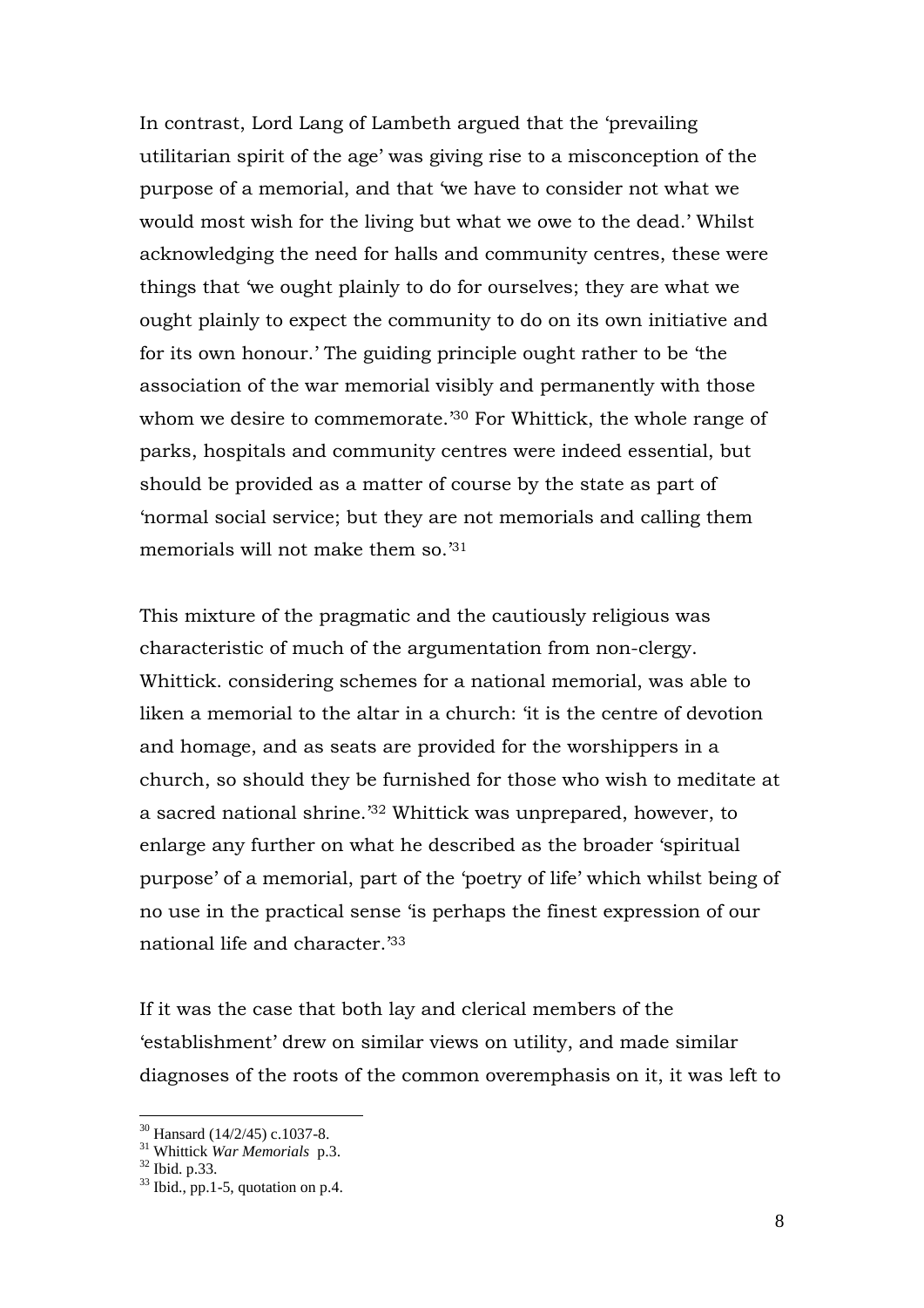In contrast, Lord Lang of Lambeth argued that the 'prevailing utilitarian spirit of the age' was giving rise to a misconception of the purpose of a memorial, and that 'we have to consider not what we would most wish for the living but what we owe to the dead.' Whilst acknowledging the need for halls and community centres, these were things that 'we ought plainly to do for ourselves; they are what we ought plainly to expect the community to do on its own initiative and for its own honour.' The guiding principle ought rather to be 'the association of the war memorial visibly and permanently with those whom we desire to commemorate.'[30] For Whittick, the whole range of parks, hospitals and community centres were indeed essential, but should be provided as a matter of course by the state as part of 'normal social service; but they are not memorials and calling them memorials will not make them so.'[31]

This mixture of the pragmatic and the cautiously religious was characteristic of much of the argumentation from non-clergy. Whittick. considering schemes for a national memorial, was able to liken a memorial to the altar in a church: 'it is the centre of devotion and homage, and as seats are provided for the worshippers in a church, so should they be furnished for those who wish to meditate at a sacred national shrine.'[32] Whittick was unprepared, however, to enlarge any further on what he described as the broader 'spiritual purpose' of a memorial, part of the 'poetry of life' which whilst being of no use in the practical sense 'is perhaps the finest expression of our national life and character.'[33]

If it was the case that both lay and clerical members of the 'establishment' drew on similar views on utility, and made similar diagnoses of the roots of the common overemphasis on it, it was left to

---

[30] Hansard (14/2/45) c.1037-8.

[31] Whittick *War Memorials* p.3.

[32] Ibid. p.33.

[33] Ibid., pp.1-5, quotation on p.4.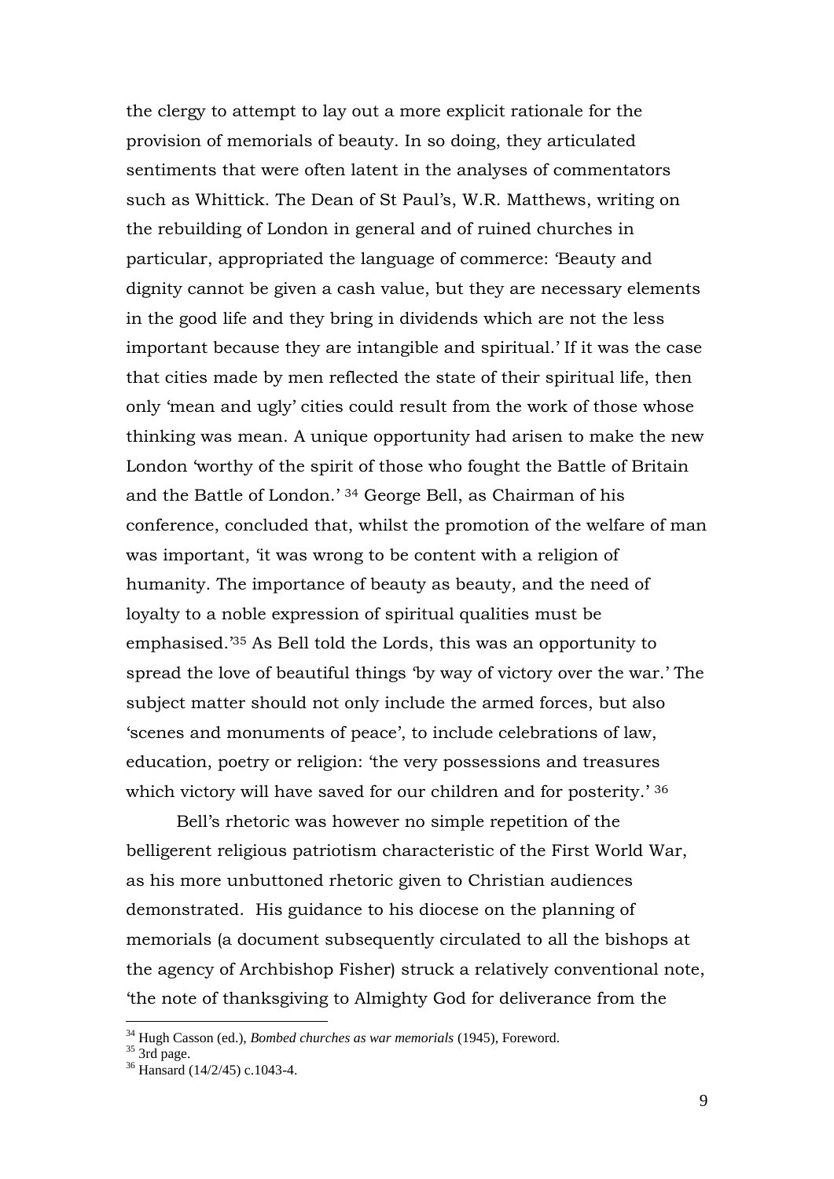the clergy to attempt to lay out a more explicit rationale for the provision of memorials of beauty. In so doing, they articulated sentiments that were often latent in the analyses of commentators such as Whittick. The Dean of St Paul's, W.R. Matthews, writing on the rebuilding of London in general and of ruined churches in particular, appropriated the language of commerce: 'Beauty and dignity cannot be given a cash value, but they are necessary elements in the good life and they bring in dividends which are not the less important because they are intangible and spiritual.' If it was the case that cities made by men reflected the state of their spiritual life, then only 'mean and ugly' cities could result from the work of those whose thinking was mean. A unique opportunity had arisen to make the new London 'worthy of the spirit of those who fought the Battle of Britain and the Battle of London.' [34] George Bell, as Chairman of his conference, concluded that, whilst the promotion of the welfare of man was important, 'it was wrong to be content with a religion of humanity. The importance of beauty as beauty, and the need of loyalty to a noble expression of spiritual qualities must be emphasised.'[35] As Bell told the Lords, this was an opportunity to spread the love of beautiful things 'by way of victory over the war.' The subject matter should not only include the armed forces, but also 'scenes and monuments of peace', to include celebrations of law, education, poetry or religion: 'the very possessions and treasures which victory will have saved for our children and for posterity.' [36]

Bell's rhetoric was however no simple repetition of the belligerent religious patriotism characteristic of the First World War, as his more unbuttoned rhetoric given to Christian audiences demonstrated. His guidance to his diocese on the planning of memorials (a document subsequently circulated to all the bishops at the agency of Archbishop Fisher) struck a relatively conventional note, 'the note of thanksgiving to Almighty God for deliverance from the

---

[34] Hugh Casson (ed.), *Bombed churches as war memorials* (1945), Foreword.

[35] 3rd page.

[36] Hansard (14/2/45) c.1043-4.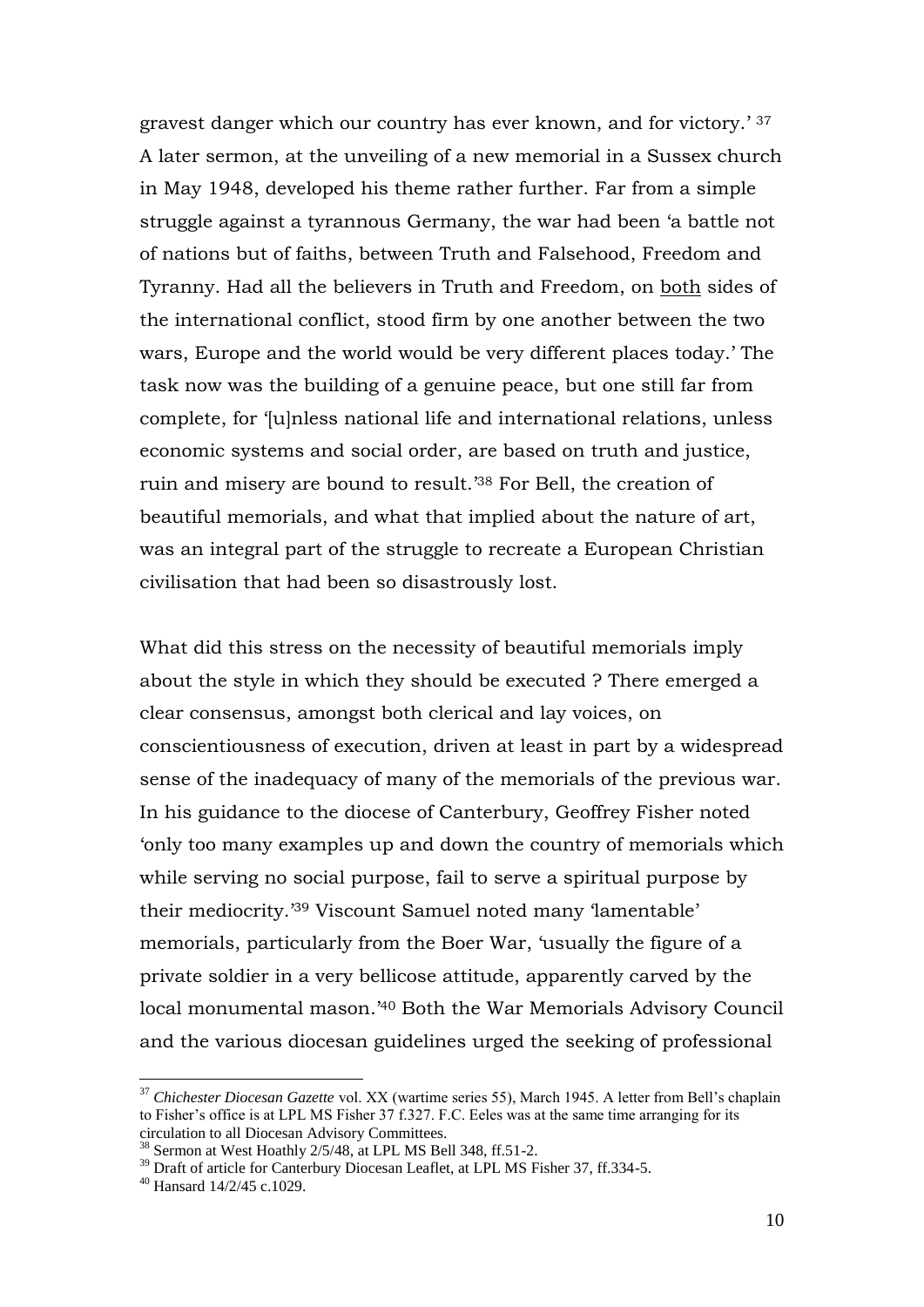gravest danger which our country has ever known, and for victory.' [37] A later sermon, at the unveiling of a new memorial in a Sussex church in May 1948, developed his theme rather further. Far from a simple struggle against a tyrannous Germany, the war had been 'a battle not of nations but of faiths, between Truth and Falsehood, Freedom and Tyranny. Had all the believers in Truth and Freedom, on <u>both</u> sides of the international conflict, stood firm by one another between the two wars, Europe and the world would be very different places today.' The task now was the building of a genuine peace, but one still far from complete, for '[u]nless national life and international relations, unless economic systems and social order, are based on truth and justice, ruin and misery are bound to result.'[38] For Bell, the creation of beautiful memorials, and what that implied about the nature of art, was an integral part of the struggle to recreate a European Christian civilisation that had been so disastrously lost.

What did this stress on the necessity of beautiful memorials imply about the style in which they should be executed ? There emerged a clear consensus, amongst both clerical and lay voices, on conscientiousness of execution, driven at least in part by a widespread sense of the inadequacy of many of the memorials of the previous war. In his guidance to the diocese of Canterbury, Geoffrey Fisher noted 'only too many examples up and down the country of memorials which while serving no social purpose, fail to serve a spiritual purpose by their mediocrity.'[39] Viscount Samuel noted many 'lamentable' memorials, particularly from the Boer War, 'usually the figure of a private soldier in a very bellicose attitude, apparently carved by the local monumental mason.'[40] Both the War Memorials Advisory Council and the various diocesan guidelines urged the seeking of professional

---

[37] *Chichester Diocesan Gazette* vol. XX (wartime series 55), March 1945. A letter from Bell's chaplain to Fisher's office is at LPL MS Fisher 37 f.327. F.C. Eeles was at the same time arranging for its circulation to all Diocesan Advisory Committees.

[38] Sermon at West Hoathly 2/5/48, at LPL MS Bell 348, ff.51-2.

[39] Draft of article for Canterbury Diocesan Leaflet, at LPL MS Fisher 37, ff.334-5.

[40] Hansard 14/2/45 c.1029.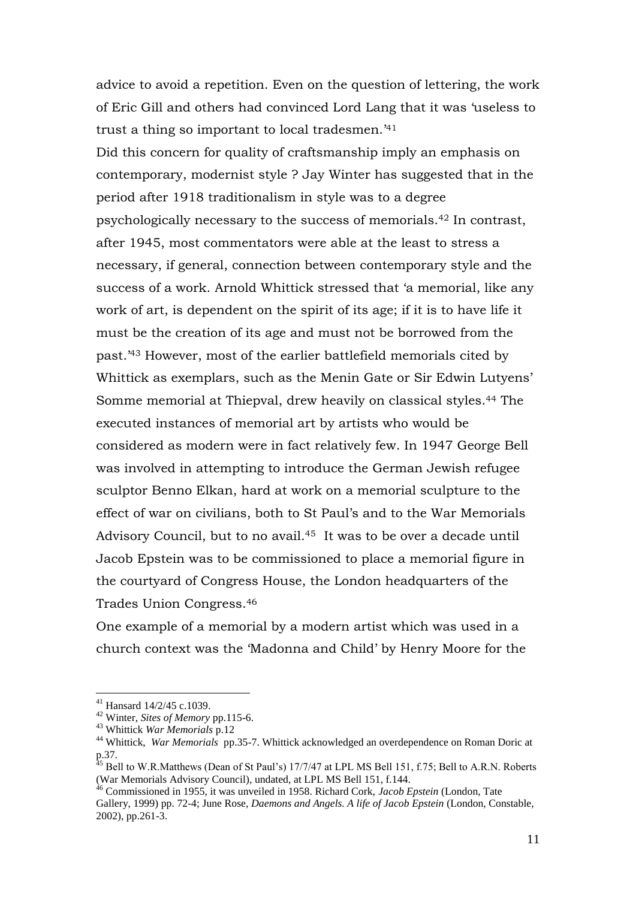advice to avoid a repetition. Even on the question of lettering, the work of Eric Gill and others had convinced Lord Lang that it was 'useless to trust a thing so important to local tradesmen.'[41]

Did this concern for quality of craftsmanship imply an emphasis on contemporary, modernist style ? Jay Winter has suggested that in the period after 1918 traditionalism in style was to a degree psychologically necessary to the success of memorials.[42] In contrast, after 1945, most commentators were able at the least to stress a necessary, if general, connection between contemporary style and the success of a work. Arnold Whittick stressed that 'a memorial, like any work of art, is dependent on the spirit of its age; if it is to have life it must be the creation of its age and must not be borrowed from the past.'[43] However, most of the earlier battlefield memorials cited by Whittick as exemplars, such as the Menin Gate or Sir Edwin Lutyens' Somme memorial at Thiepval, drew heavily on classical styles.[44] The executed instances of memorial art by artists who would be considered as modern were in fact relatively few. In 1947 George Bell was involved in attempting to introduce the German Jewish refugee sculptor Benno Elkan, hard at work on a memorial sculpture to the effect of war on civilians, both to St Paul's and to the War Memorials Advisory Council, but to no avail.[45] It was to be over a decade until Jacob Epstein was to be commissioned to place a memorial figure in the courtyard of Congress House, the London headquarters of the Trades Union Congress.[46]

One example of a memorial by a modern artist which was used in a church context was the 'Madonna and Child' by Henry Moore for the

---

[41] Hansard 14/2/45 c.1039.

[42] Winter, *Sites of Memory* pp.115-6.

[43] Whittick *War Memorials* p.12

[44] Whittick, *War Memorials* pp.35-7. Whittick acknowledged an overdependence on Roman Doric at p.37.

[45] Bell to W.R.Matthews (Dean of St Paul's) 17/7/47 at LPL MS Bell 151, f.75; Bell to A.R.N. Roberts (War Memorials Advisory Council), undated, at LPL MS Bell 151, f.144.

[46] Commissioned in 1955, it was unveiled in 1958. Richard Cork, *Jacob Epstein* (London, Tate Gallery, 1999) pp. 72-4; June Rose, *Daemons and Angels. A life of Jacob Epstein* (London, Constable, 2002), pp.261-3.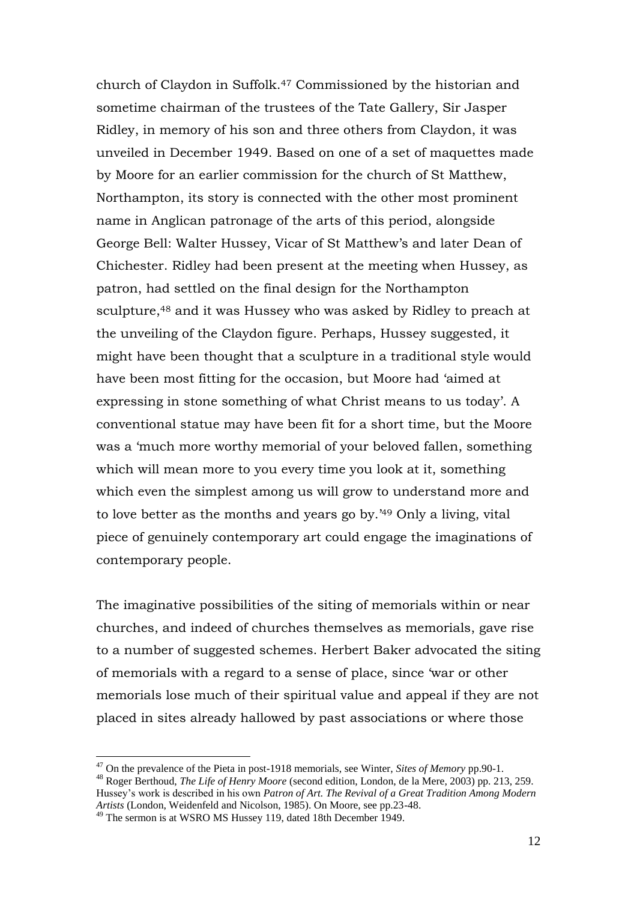church of Claydon in Suffolk.[47] Commissioned by the historian and sometime chairman of the trustees of the Tate Gallery, Sir Jasper Ridley, in memory of his son and three others from Claydon, it was unveiled in December 1949. Based on one of a set of maquettes made by Moore for an earlier commission for the church of St Matthew, Northampton, its story is connected with the other most prominent name in Anglican patronage of the arts of this period, alongside George Bell: Walter Hussey, Vicar of St Matthew's and later Dean of Chichester. Ridley had been present at the meeting when Hussey, as patron, had settled on the final design for the Northampton sculpture,[48] and it was Hussey who was asked by Ridley to preach at the unveiling of the Claydon figure. Perhaps, Hussey suggested, it might have been thought that a sculpture in a traditional style would have been most fitting for the occasion, but Moore had 'aimed at expressing in stone something of what Christ means to us today'. A conventional statue may have been fit for a short time, but the Moore was a 'much more worthy memorial of your beloved fallen, something which will mean more to you every time you look at it, something which even the simplest among us will grow to understand more and to love better as the months and years go by.'[49] Only a living, vital piece of genuinely contemporary art could engage the imaginations of contemporary people.

The imaginative possibilities of the siting of memorials within or near churches, and indeed of churches themselves as memorials, gave rise to a number of suggested schemes. Herbert Baker advocated the siting of memorials with a regard to a sense of place, since 'war or other memorials lose much of their spiritual value and appeal if they are not placed in sites already hallowed by past associations or where those

---

[47] On the prevalence of the Pieta in post-1918 memorials, see Winter, *Sites of Memory* pp.90-1.

[48] Roger Berthoud, *The Life of Henry Moore* (second edition, London, de la Mere, 2003) pp. 213, 259. Hussey's work is described in his own *Patron of Art. The Revival of a Great Tradition Among Modern Artists* (London, Weidenfeld and Nicolson, 1985). On Moore, see pp.23-48.

[49] The sermon is at WSRO MS Hussey 119, dated 18th December 1949.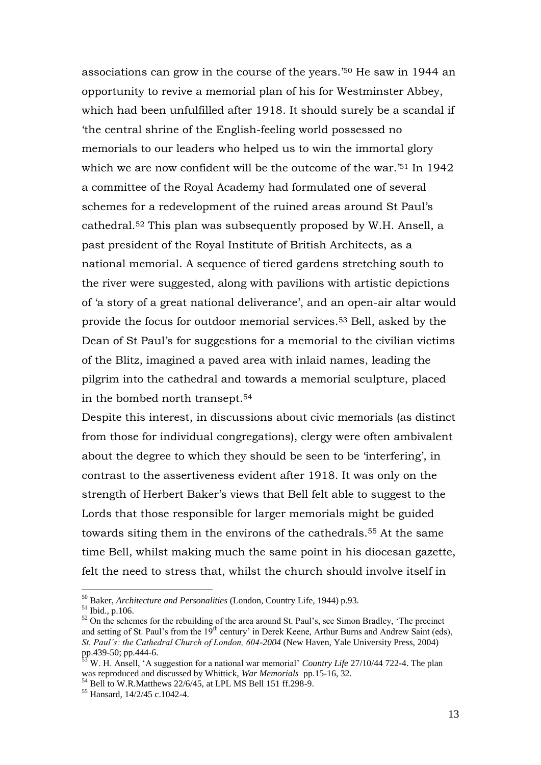associations can grow in the course of the years.'[50] He saw in 1944 an opportunity to revive a memorial plan of his for Westminster Abbey, which had been unfulfilled after 1918. It should surely be a scandal if 'the central shrine of the English-feeling world possessed no memorials to our leaders who helped us to win the immortal glory which we are now confident will be the outcome of the war.'[51] In 1942 a committee of the Royal Academy had formulated one of several schemes for a redevelopment of the ruined areas around St Paul's cathedral.[52] This plan was subsequently proposed by W.H. Ansell, a past president of the Royal Institute of British Architects, as a national memorial. A sequence of tiered gardens stretching south to the river were suggested, along with pavilions with artistic depictions of 'a story of a great national deliverance', and an open-air altar would provide the focus for outdoor memorial services.[53] Bell, asked by the Dean of St Paul's for suggestions for a memorial to the civilian victims of the Blitz, imagined a paved area with inlaid names, leading the pilgrim into the cathedral and towards a memorial sculpture, placed in the bombed north transept.[54]

Despite this interest, in discussions about civic memorials (as distinct from those for individual congregations), clergy were often ambivalent about the degree to which they should be seen to be 'interfering', in contrast to the assertiveness evident after 1918. It was only on the strength of Herbert Baker's views that Bell felt able to suggest to the Lords that those responsible for larger memorials might be guided towards siting them in the environs of the cathedrals.[55] At the same time Bell, whilst making much the same point in his diocesan gazette, felt the need to stress that, whilst the church should involve itself in

---

[50] Baker, *Architecture and Personalities* (London, Country Life, 1944) p.93.

[51] Ibid., p.106.

[52] On the schemes for the rebuilding of the area around St. Paul's, see Simon Bradley, 'The precinct and setting of St. Paul's from the 19th century' in Derek Keene, Arthur Burns and Andrew Saint (eds), *St. Paul's: the Cathedral Church of London, 604-2004* (New Haven, Yale University Press, 2004) pp.439-50; pp.444-6.

[53] W. H. Ansell, 'A suggestion for a national war memorial' *Country Life* 27/10/44 722-4. The plan was reproduced and discussed by Whittick, *War Memorials* pp.15-16, 32.

[54] Bell to W.R.Matthews 22/6/45, at LPL MS Bell 151 ff.298-9.

[55] Hansard, 14/2/45 c.1042-4.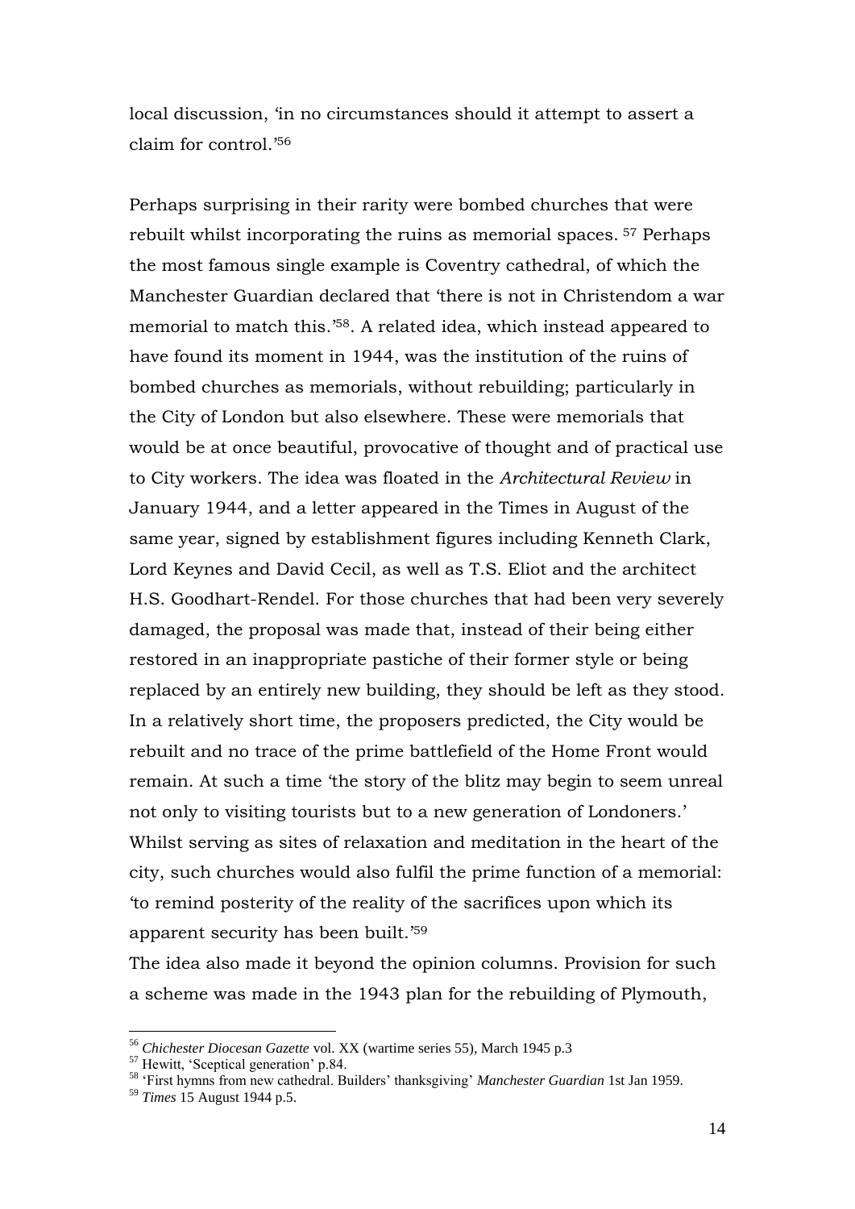local discussion, 'in no circumstances should it attempt to assert a claim for control.'[56]

Perhaps surprising in their rarity were bombed churches that were rebuilt whilst incorporating the ruins as memorial spaces. [57] Perhaps the most famous single example is Coventry cathedral, of which the Manchester Guardian declared that 'there is not in Christendom a war memorial to match this.'[58]. A related idea, which instead appeared to have found its moment in 1944, was the institution of the ruins of bombed churches as memorials, without rebuilding; particularly in the City of London but also elsewhere. These were memorials that would be at once beautiful, provocative of thought and of practical use to City workers. The idea was floated in the *Architectural Review* in January 1944, and a letter appeared in the Times in August of the same year, signed by establishment figures including Kenneth Clark, Lord Keynes and David Cecil, as well as T.S. Eliot and the architect H.S. Goodhart-Rendel. For those churches that had been very severely damaged, the proposal was made that, instead of their being either restored in an inappropriate pastiche of their former style or being replaced by an entirely new building, they should be left as they stood. In a relatively short time, the proposers predicted, the City would be rebuilt and no trace of the prime battlefield of the Home Front would remain. At such a time 'the story of the blitz may begin to seem unreal not only to visiting tourists but to a new generation of Londoners.' Whilst serving as sites of relaxation and meditation in the heart of the city, such churches would also fulfil the prime function of a memorial: 'to remind posterity of the reality of the sacrifices upon which its apparent security has been built.'[59]

The idea also made it beyond the opinion columns. Provision for such a scheme was made in the 1943 plan for the rebuilding of Plymouth,

[56] *Chichester Diocesan Gazette* vol. XX (wartime series 55), March 1945 p.3

[57] Hewitt, 'Sceptical generation' p.84.

[58] 'First hymns from new cathedral. Builders' thanksgiving' *Manchester Guardian* 1st Jan 1959.

[59] *Times* 15 August 1944 p.5.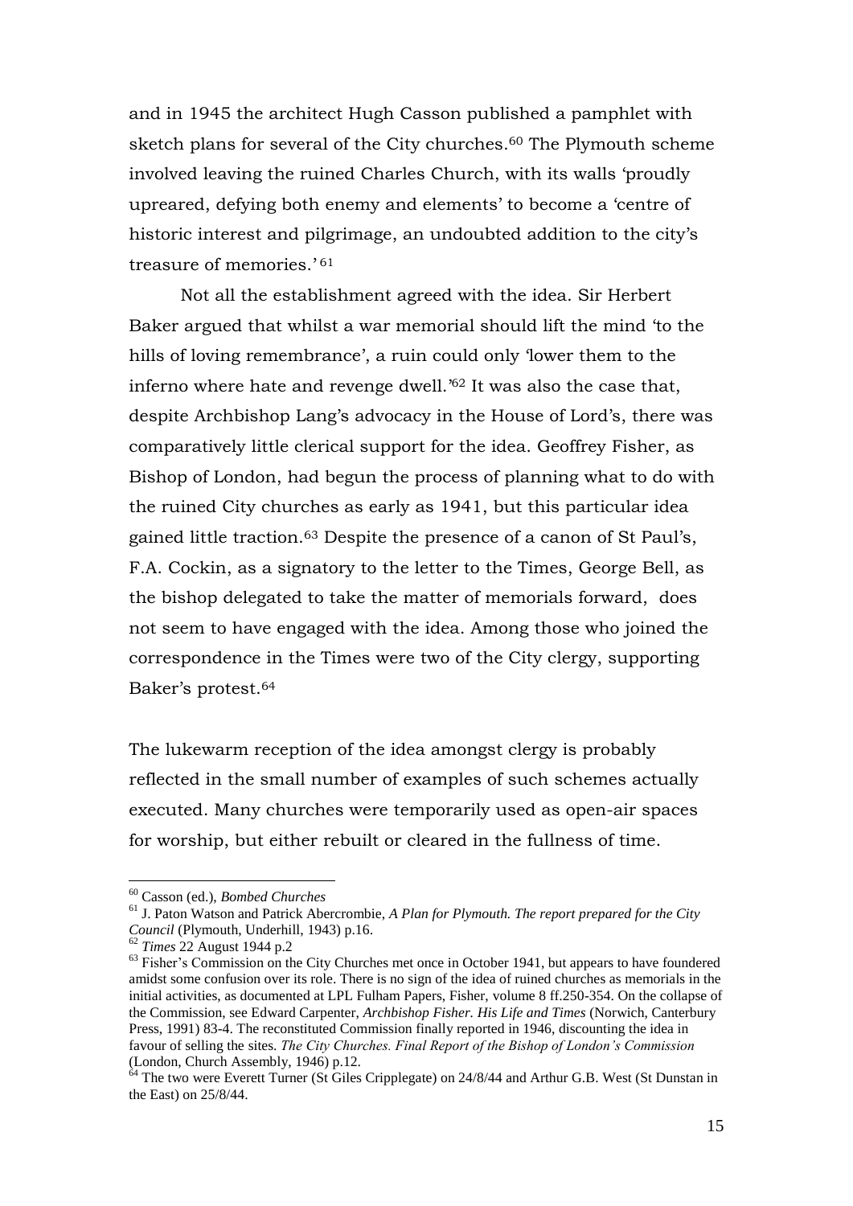and in 1945 the architect Hugh Casson published a pamphlet with sketch plans for several of the City churches.[60] The Plymouth scheme involved leaving the ruined Charles Church, with its walls 'proudly upreared, defying both enemy and elements' to become a 'centre of historic interest and pilgrimage, an undoubted addition to the city's treasure of memories.'[61]

Not all the establishment agreed with the idea. Sir Herbert Baker argued that whilst a war memorial should lift the mind 'to the hills of loving remembrance', a ruin could only 'lower them to the inferno where hate and revenge dwell.'[62] It was also the case that, despite Archbishop Lang's advocacy in the House of Lord's, there was comparatively little clerical support for the idea. Geoffrey Fisher, as Bishop of London, had begun the process of planning what to do with the ruined City churches as early as 1941, but this particular idea gained little traction.[63] Despite the presence of a canon of St Paul's, F.A. Cockin, as a signatory to the letter to the Times, George Bell, as the bishop delegated to take the matter of memorials forward, does not seem to have engaged with the idea. Among those who joined the correspondence in the Times were two of the City clergy, supporting Baker's protest.[64]

The lukewarm reception of the idea amongst clergy is probably reflected in the small number of examples of such schemes actually executed. Many churches were temporarily used as open-air spaces for worship, but either rebuilt or cleared in the fullness of time.

---

[60] Casson (ed.), *Bombed Churches*

[61] J. Paton Watson and Patrick Abercrombie, *A Plan for Plymouth. The report prepared for the City Council* (Plymouth, Underhill, 1943) p.16.

[62] *Times* 22 August 1944 p.2

[63] Fisher's Commission on the City Churches met once in October 1941, but appears to have foundered amidst some confusion over its role. There is no sign of the idea of ruined churches as memorials in the initial activities, as documented at LPL Fulham Papers, Fisher, volume 8 ff.250-354. On the collapse of the Commission, see Edward Carpenter, *Archbishop Fisher. His Life and Times* (Norwich, Canterbury Press, 1991) 83-4. The reconstituted Commission finally reported in 1946, discounting the idea in favour of selling the sites. *The City Churches. Final Report of the Bishop of London's Commission* (London, Church Assembly, 1946) p.12.

[64] The two were Everett Turner (St Giles Cripplegate) on 24/8/44 and Arthur G.B. West (St Dunstan in the East) on 25/8/44.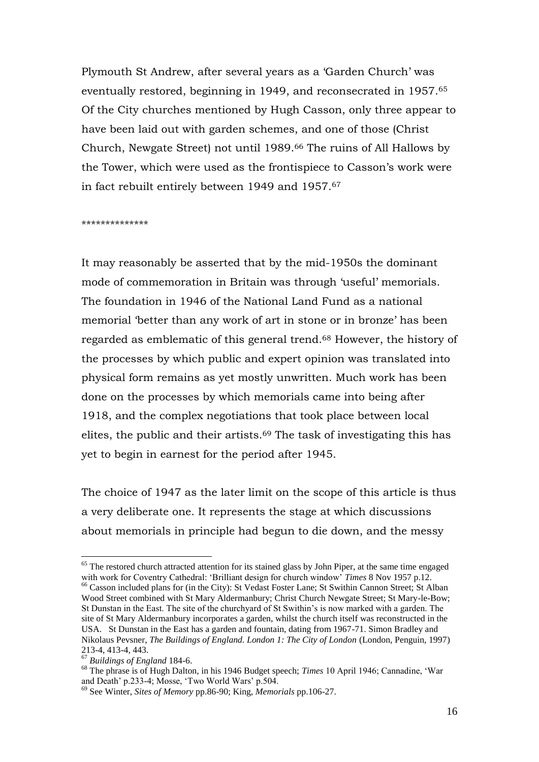Plymouth St Andrew, after several years as a 'Garden Church' was eventually restored, beginning in 1949, and reconsecrated in 1957.[65] Of the City churches mentioned by Hugh Casson, only three appear to have been laid out with garden schemes, and one of those (Christ Church, Newgate Street) not until 1989.[66] The ruins of All Hallows by the Tower, which were used as the frontispiece to Casson's work were in fact rebuilt entirely between 1949 and 1957.[67]

**************

It may reasonably be asserted that by the mid-1950s the dominant mode of commemoration in Britain was through 'useful' memorials. The foundation in 1946 of the National Land Fund as a national memorial 'better than any work of art in stone or in bronze' has been regarded as emblematic of this general trend.[68] However, the history of the processes by which public and expert opinion was translated into physical form remains as yet mostly unwritten. Much work has been done on the processes by which memorials came into being after 1918, and the complex negotiations that took place between local elites, the public and their artists.[69] The task of investigating this has yet to begin in earnest for the period after 1945.

The choice of 1947 as the later limit on the scope of this article is thus a very deliberate one. It represents the stage at which discussions about memorials in principle had begun to die down, and the messy

---

[65] The restored church attracted attention for its stained glass by John Piper, at the same time engaged with work for Coventry Cathedral: 'Brilliant design for church window' *Times* 8 Nov 1957 p.12.

[66] Casson included plans for (in the City): St Vedast Foster Lane; St Swithin Cannon Street; St Alban Wood Street combined with St Mary Aldermanbury; Christ Church Newgate Street; St Mary-le-Bow; St Dunstan in the East. The site of the churchyard of St Swithin's is now marked with a garden. The site of St Mary Aldermanbury incorporates a garden, whilst the church itself was reconstructed in the USA. St Dunstan in the East has a garden and fountain, dating from 1967-71. Simon Bradley and Nikolaus Pevsner, *The Buildings of England. London 1: The City of London* (London, Penguin, 1997) 213-4, 413-4, 443.

[67] *Buildings of England* 184-6.

[68] The phrase is of Hugh Dalton, in his 1946 Budget speech; *Times* 10 April 1946; Cannadine, 'War and Death' p.233-4; Mosse, 'Two World Wars' p.504.

[69] See Winter, *Sites of Memory* pp.86-90; King, *Memorials* pp.106-27.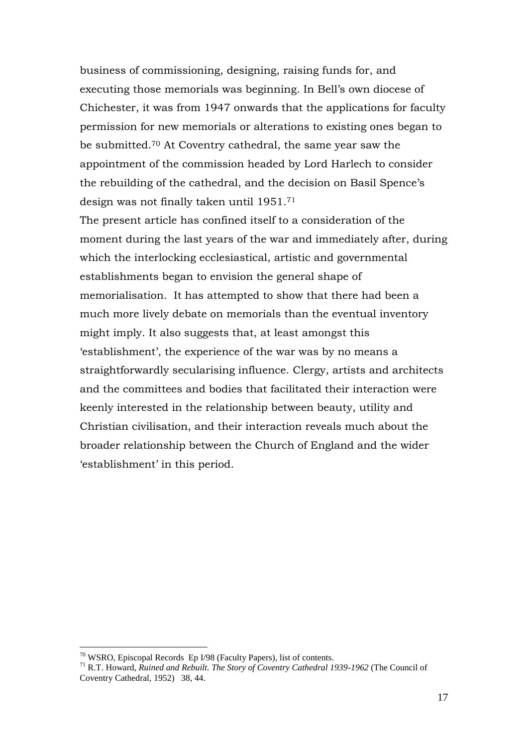business of commissioning, designing, raising funds for, and executing those memorials was beginning. In Bell's own diocese of Chichester, it was from 1947 onwards that the applications for faculty permission for new memorials or alterations to existing ones began to be submitted.[70] At Coventry cathedral, the same year saw the appointment of the commission headed by Lord Harlech to consider the rebuilding of the cathedral, and the decision on Basil Spence's design was not finally taken until 1951.[71]

The present article has confined itself to a consideration of the moment during the last years of the war and immediately after, during which the interlocking ecclesiastical, artistic and governmental establishments began to envision the general shape of memorialisation. It has attempted to show that there had been a much more lively debate on memorials than the eventual inventory might imply. It also suggests that, at least amongst this 'establishment', the experience of the war was by no means a straightforwardly secularising influence. Clergy, artists and architects and the committees and bodies that facilitated their interaction were keenly interested in the relationship between beauty, utility and Christian civilisation, and their interaction reveals much about the broader relationship between the Church of England and the wider 'establishment' in this period.

---

[70] WSRO, Episcopal Records Ep I/98 (Faculty Papers), list of contents.

[71] R.T. Howard, *Ruined and Rebuilt. The Story of Coventry Cathedral 1939-1962* (The Council of Coventry Cathedral, 1952) 38, 44.